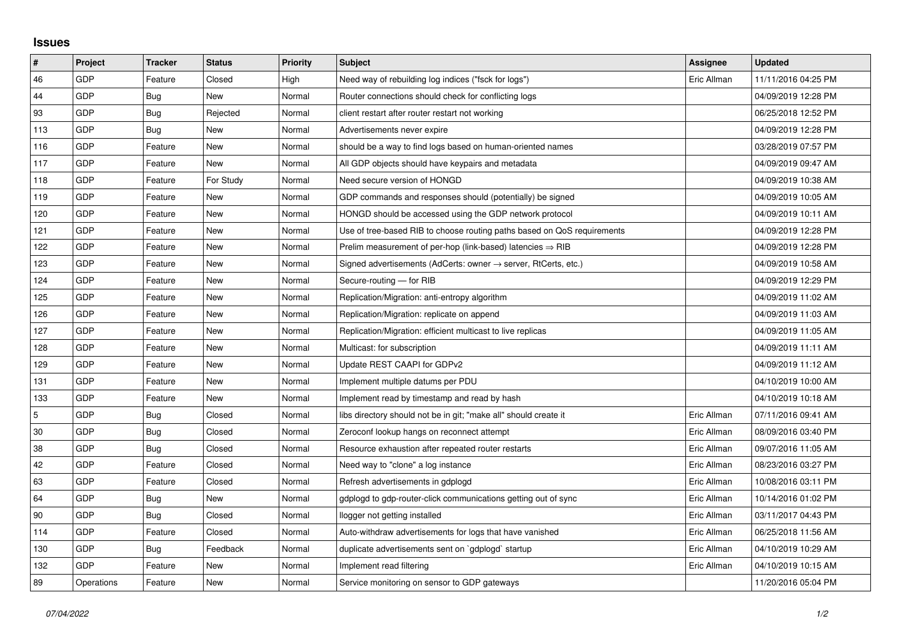## Issues

| # | Project | Tracker | Status | Priority | Subject | Assignee | Updated |
|---|---|---|---|---|---|---|---|
| 46 | GDP | Feature | Closed | High | Need way of rebuilding log indices ("fsck for logs") | Eric Allman | 11/11/2016 04:25 PM |
| 44 | GDP | Bug | New | Normal | Router connections should check for conflicting logs | | 04/09/2019 12:28 PM |
| 93 | GDP | Bug | Rejected | Normal | client restart after router restart not working | | 06/25/2018 12:52 PM |
| 113 | GDP | Bug | New | Normal | Advertisements never expire | | 04/09/2019 12:28 PM |
| 116 | GDP | Feature | New | Normal | should be a way to find logs based on human-oriented names | | 03/28/2019 07:57 PM |
| 117 | GDP | Feature | New | Normal | All GDP objects should have keypairs and metadata | | 04/09/2019 09:47 AM |
| 118 | GDP | Feature | For Study | Normal | Need secure version of HONGD | | 04/09/2019 10:38 AM |
| 119 | GDP | Feature | New | Normal | GDP commands and responses should (potentially) be signed | | 04/09/2019 10:05 AM |
| 120 | GDP | Feature | New | Normal | HONGD should be accessed using the GDP network protocol | | 04/09/2019 10:11 AM |
| 121 | GDP | Feature | New | Normal | Use of tree-based RIB to choose routing paths based on QoS requirements | | 04/09/2019 12:28 PM |
| 122 | GDP | Feature | New | Normal | Prelim measurement of per-hop (link-based) latencies ⇒ RIB | | 04/09/2019 12:28 PM |
| 123 | GDP | Feature | New | Normal | Signed advertisements (AdCerts: owner → server, RtCerts, etc.) | | 04/09/2019 10:58 AM |
| 124 | GDP | Feature | New | Normal | Secure-routing — for RIB | | 04/09/2019 12:29 PM |
| 125 | GDP | Feature | New | Normal | Replication/Migration: anti-entropy algorithm | | 04/09/2019 11:02 AM |
| 126 | GDP | Feature | New | Normal | Replication/Migration: replicate on append | | 04/09/2019 11:03 AM |
| 127 | GDP | Feature | New | Normal | Replication/Migration: efficient multicast to live replicas | | 04/09/2019 11:05 AM |
| 128 | GDP | Feature | New | Normal | Multicast: for subscription | | 04/09/2019 11:11 AM |
| 129 | GDP | Feature | New | Normal | Update REST CAAPI for GDPv2 | | 04/09/2019 11:12 AM |
| 131 | GDP | Feature | New | Normal | Implement multiple datums per PDU | | 04/10/2019 10:00 AM |
| 133 | GDP | Feature | New | Normal | Implement read by timestamp and read by hash | | 04/10/2019 10:18 AM |
| 5 | GDP | Bug | Closed | Normal | libs directory should not be in git; "make all" should create it | Eric Allman | 07/11/2016 09:41 AM |
| 30 | GDP | Bug | Closed | Normal | Zeroconf lookup hangs on reconnect attempt | Eric Allman | 08/09/2016 03:40 PM |
| 38 | GDP | Bug | Closed | Normal | Resource exhaustion after repeated router restarts | Eric Allman | 09/07/2016 11:05 AM |
| 42 | GDP | Feature | Closed | Normal | Need way to "clone" a log instance | Eric Allman | 08/23/2016 03:27 PM |
| 63 | GDP | Feature | Closed | Normal | Refresh advertisements in gdplogd | Eric Allman | 10/08/2016 03:11 PM |
| 64 | GDP | Bug | New | Normal | gdplogd to gdp-router-click communications getting out of sync | Eric Allman | 10/14/2016 01:02 PM |
| 90 | GDP | Bug | Closed | Normal | llogger not getting installed | Eric Allman | 03/11/2017 04:43 PM |
| 114 | GDP | Feature | Closed | Normal | Auto-withdraw advertisements for logs that have vanished | Eric Allman | 06/25/2018 11:56 AM |
| 130 | GDP | Bug | Feedback | Normal | duplicate advertisements sent on `gdplogd` startup | Eric Allman | 04/10/2019 10:29 AM |
| 132 | GDP | Feature | New | Normal | Implement read filtering | Eric Allman | 04/10/2019 10:15 AM |
| 89 | Operations | Feature | New | Normal | Service monitoring on sensor to GDP gateways | | 11/20/2016 05:04 PM |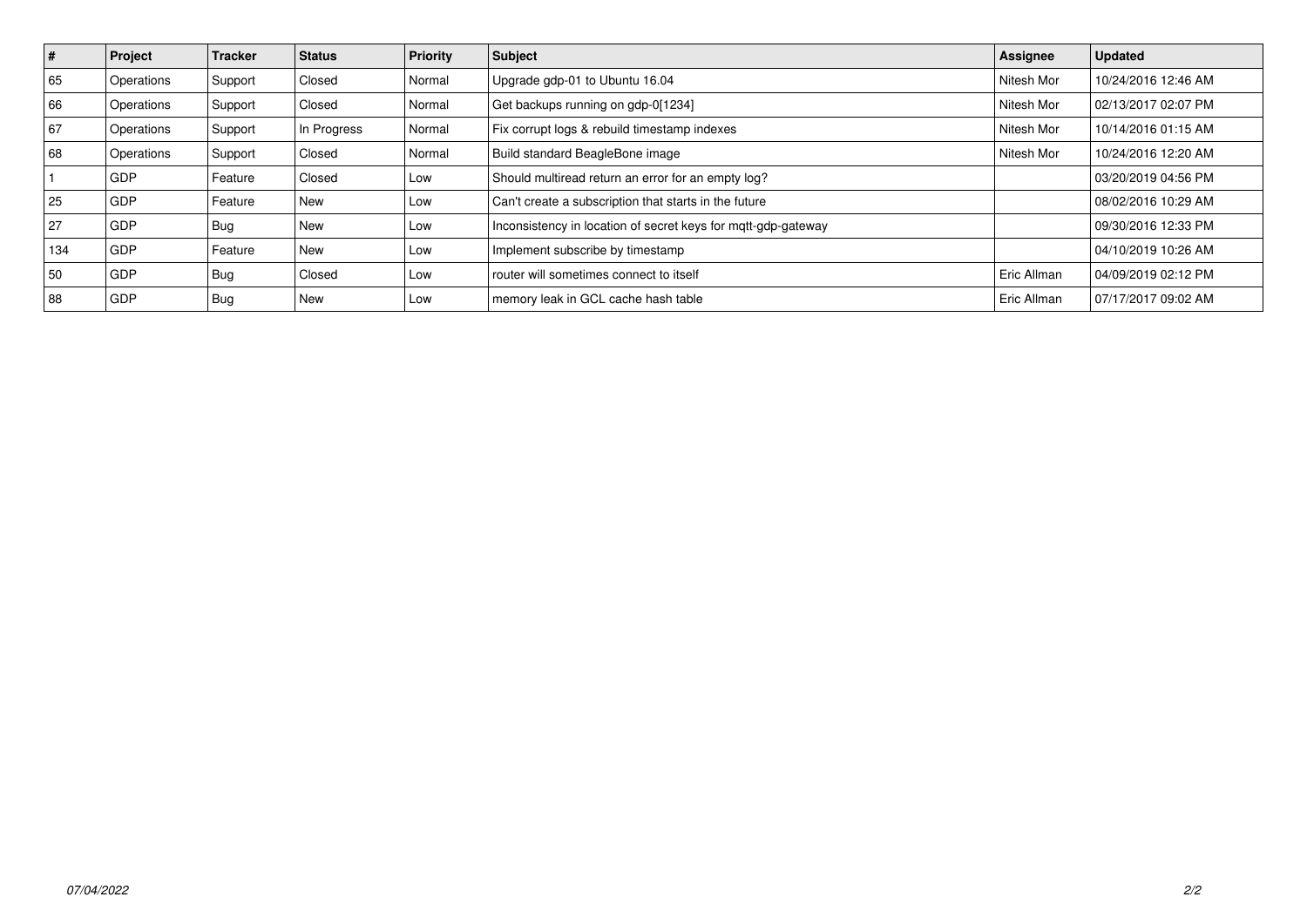| # | Project | Tracker | Status | Priority | Subject | Assignee | Updated |
|---|---|---|---|---|---|---|---|
| 65 | Operations | Support | Closed | Normal | Upgrade gdp-01 to Ubuntu 16.04 | Nitesh Mor | 10/24/2016 12:46 AM |
| 66 | Operations | Support | Closed | Normal | Get backups running on gdp-0[1234] | Nitesh Mor | 02/13/2017 02:07 PM |
| 67 | Operations | Support | In Progress | Normal | Fix corrupt logs & rebuild timestamp indexes | Nitesh Mor | 10/14/2016 01:15 AM |
| 68 | Operations | Support | Closed | Normal | Build standard BeagleBone image | Nitesh Mor | 10/24/2016 12:20 AM |
| 1 | GDP | Feature | Closed | Low | Should multiread return an error for an empty log? | | 03/20/2019 04:56 PM |
| 25 | GDP | Feature | New | Low | Can't create a subscription that starts in the future | | 08/02/2016 10:29 AM |
| 27 | GDP | Bug | New | Low | Inconsistency in location of secret keys for mqtt-gdp-gateway | | 09/30/2016 12:33 PM |
| 134 | GDP | Feature | New | Low | Implement subscribe by timestamp | | 04/10/2019 10:26 AM |
| 50 | GDP | Bug | Closed | Low | router will sometimes connect to itself | Eric Allman | 04/09/2019 02:12 PM |
| 88 | GDP | Bug | New | Low | memory leak in GCL cache hash table | Eric Allman | 07/17/2017 09:02 AM |